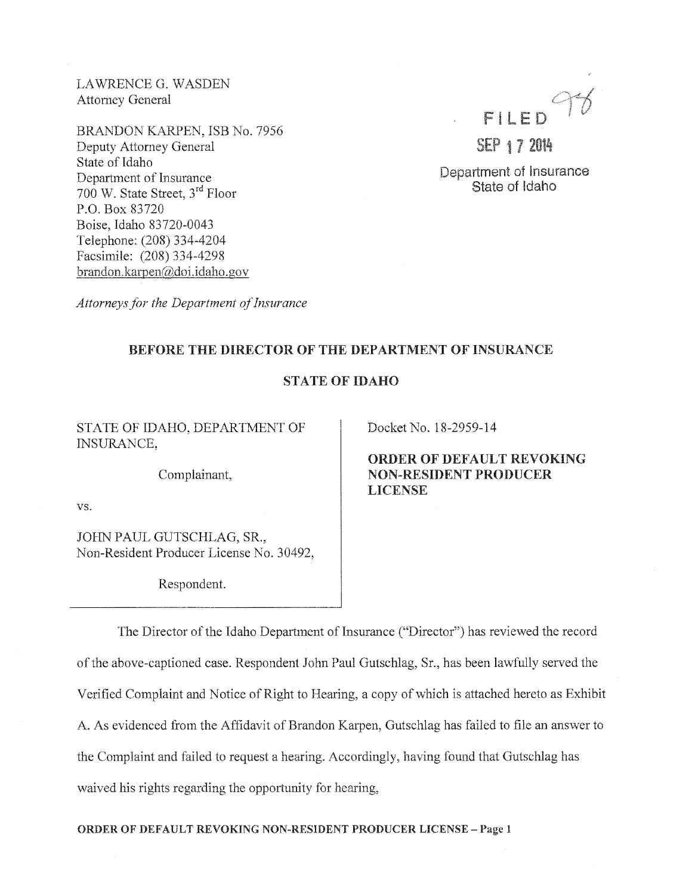LAWRENCE G. WASDEN
Attorney General

BRANDON KARPEN, ISB No. 7956
Deputy Attorney General
State of Idaho
Department of Insurance
700 W. State Street, 3rd Floor
P.O. Box 83720
Boise, Idaho 83720-0043
Telephone: (208) 334-4204
Facsimile: (208) 334-4298
brandon.karpen@doi.idaho.gov

*Attorneys for the Department of Insurance*

FILED
SEP 17 2014
Department of Insurance
State of Idaho

**BEFORE THE DIRECTOR OF THE DEPARTMENT OF INSURANCE**

**STATE OF IDAHO**

STATE OF IDAHO, DEPARTMENT OF INSURANCE,

Complainant,

vs.

JOHN PAUL GUTSCHLAG, SR., Non-Resident Producer License No. 30492,

Respondent.

Docket No. 18-2959-14

**ORDER OF DEFAULT REVOKING NON-RESIDENT PRODUCER LICENSE**

The Director of the Idaho Department of Insurance ("Director") has reviewed the record of the above-captioned case. Respondent John Paul Gutschlag, Sr., has been lawfully served the Verified Complaint and Notice of Right to Hearing, a copy of which is attached hereto as Exhibit A. As evidenced from the Affidavit of Brandon Karpen, Gutschlag has failed to file an answer to the Complaint and failed to request a hearing. Accordingly, having found that Gutschlag has waived his rights regarding the opportunity for hearing,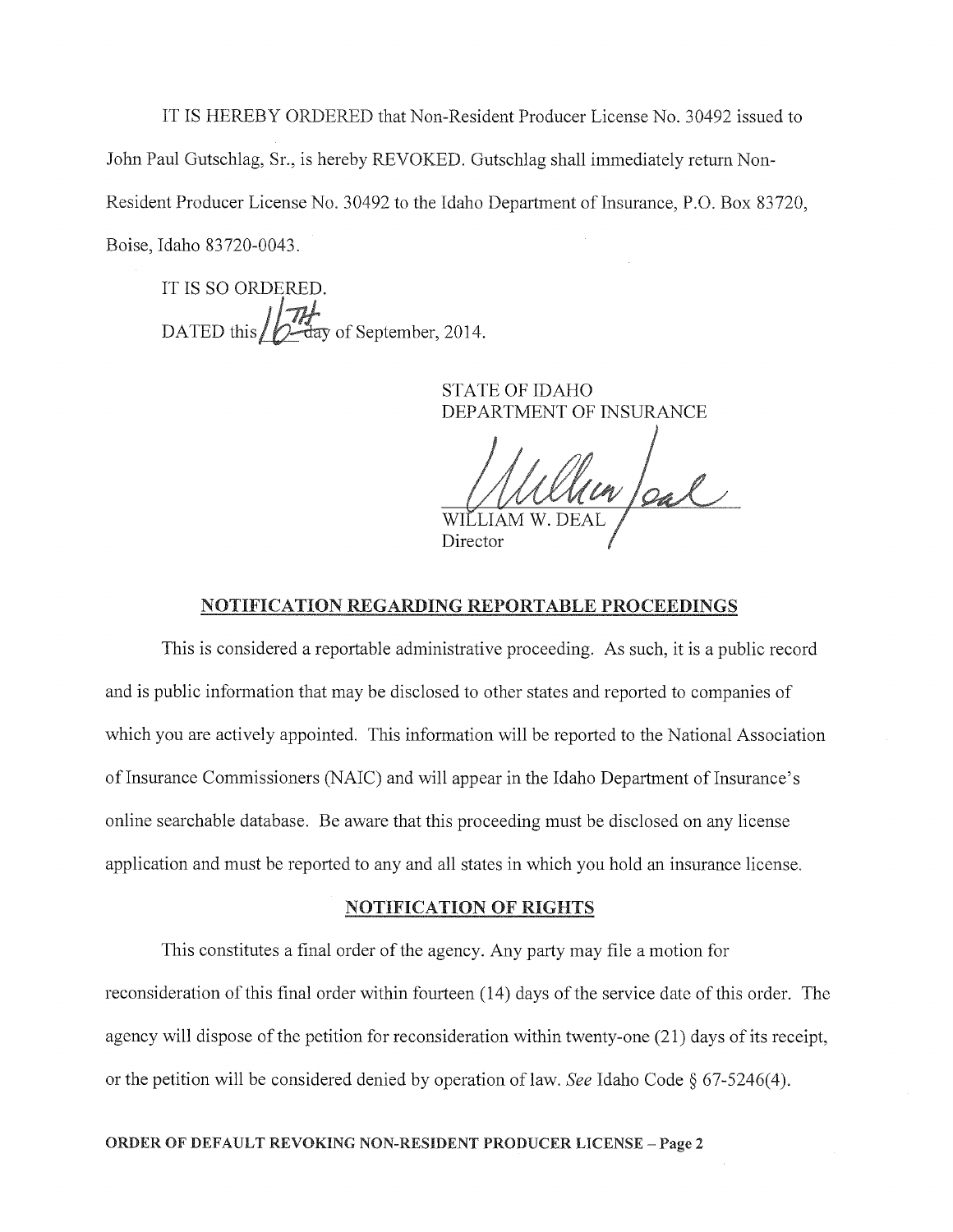IT IS HEREBY ORDERED that Non-Resident Producer License No. 30492 issued to John Paul Gutschlag, Sr., is hereby REVOKED. Gutschlag shall immediately return Non-Resident Producer License No. 30492 to the Idaho Department of Insurance, P.O. Box 83720, Boise, Idaho 83720-0043.

IT IS SO ORDERED.

DATED this 16TH day of September, 2014.

STATE OF IDAHO
DEPARTMENT OF INSURANCE

WILLIAM W. DEAL
Director

## NOTIFICATION REGARDING REPORTABLE PROCEEDINGS

This is considered a reportable administrative proceeding. As such, it is a public record and is public information that may be disclosed to other states and reported to companies of which you are actively appointed. This information will be reported to the National Association of Insurance Commissioners (NAIC) and will appear in the Idaho Department of Insurance's online searchable database. Be aware that this proceeding must be disclosed on any license application and must be reported to any and all states in which you hold an insurance license.

## NOTIFICATION OF RIGHTS

This constitutes a final order of the agency. Any party may file a motion for reconsideration of this final order within fourteen (14) days of the service date of this order. The agency will dispose of the petition for reconsideration within twenty-one (21) days of its receipt, or the petition will be considered denied by operation of law. *See* Idaho Code § 67-5246(4).

**ORDER OF DEFAULT REVOKING NON-RESIDENT PRODUCER LICENSE – Page 2**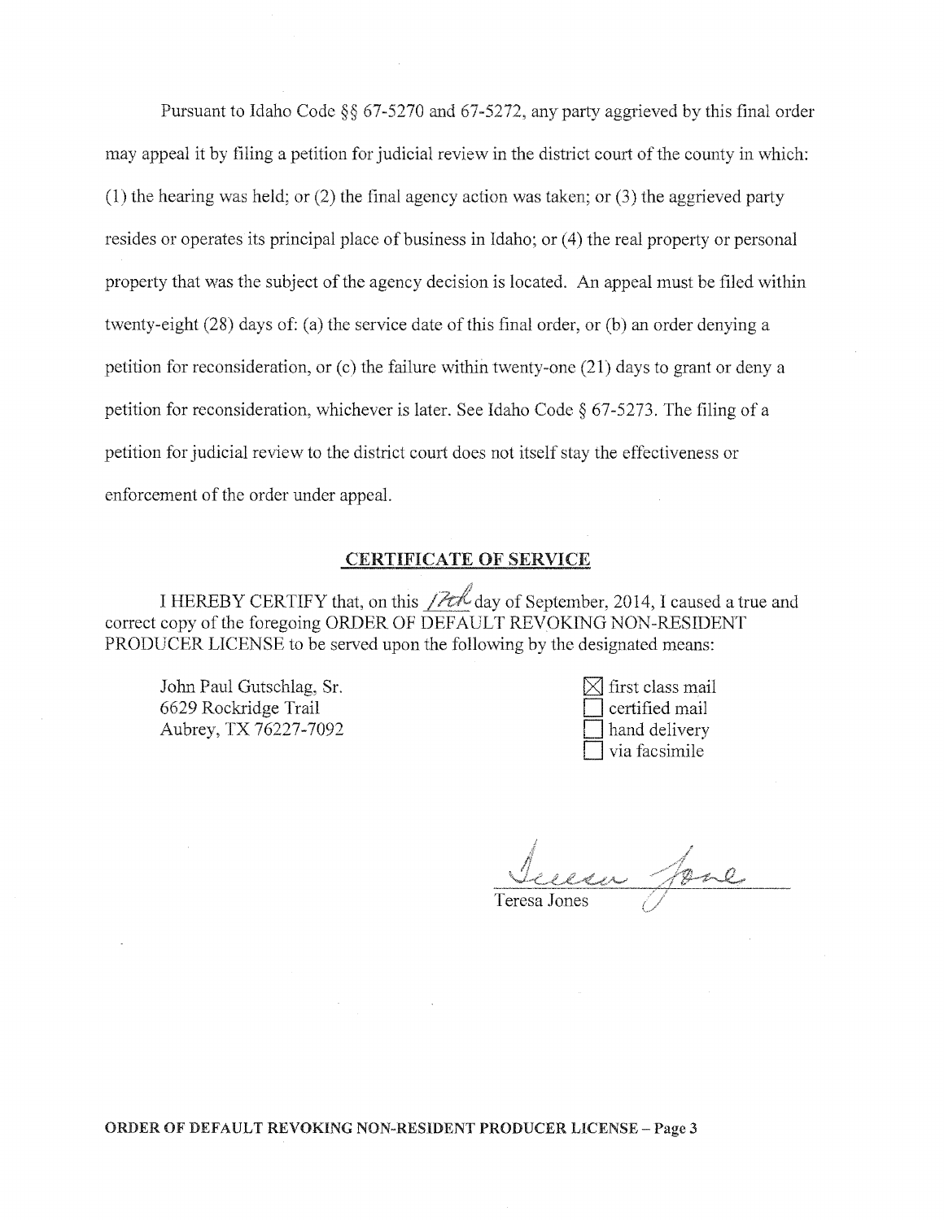Pursuant to Idaho Code §§ 67-5270 and 67-5272, any party aggrieved by this final order may appeal it by filing a petition for judicial review in the district court of the county in which: (1) the hearing was held; or (2) the final agency action was taken; or (3) the aggrieved party resides or operates its principal place of business in Idaho; or (4) the real property or personal property that was the subject of the agency decision is located. An appeal must be filed within twenty-eight (28) days of: (a) the service date of this final order, or (b) an order denying a petition for reconsideration, or (c) the failure within twenty-one (21) days to grant or deny a petition for reconsideration, whichever is later. See Idaho Code § 67-5273. The filing of a petition for judicial review to the district court does not itself stay the effectiveness or enforcement of the order under appeal.

## CERTIFICATE OF SERVICE

I HEREBY CERTIFY that, on this 17th day of September, 2014, I caused a true and correct copy of the foregoing ORDER OF DEFAULT REVOKING NON-RESIDENT PRODUCER LICENSE to be served upon the following by the designated means:

John Paul Gutschlag, Sr.
6629 Rockridge Trail
Aubrey, TX 76227-7092

- [x] first class mail
- [ ] certified mail
- [ ] hand delivery
- [ ] via facsimile

Teresa Jones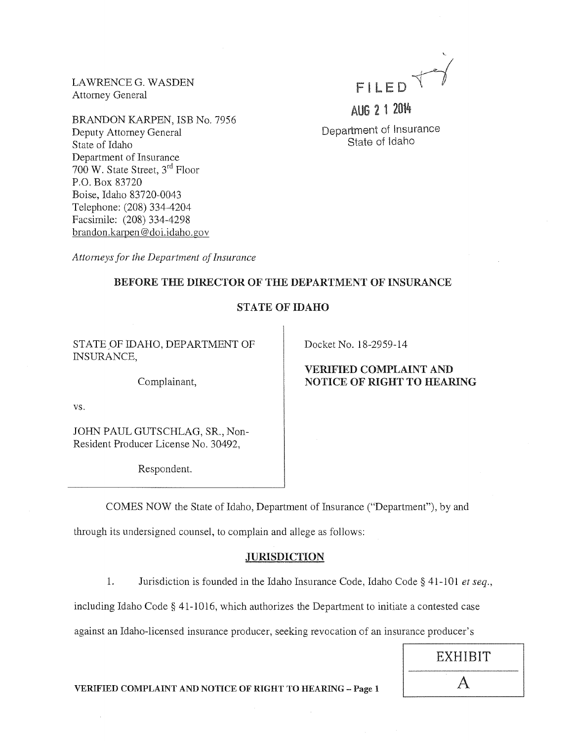LAWRENCE G. WASDEN
Attorney General

BRANDON KARPEN, ISB No. 7956
Deputy Attorney General
State of Idaho
Department of Insurance
700 W. State Street, 3rd Floor
P.O. Box 83720
Boise, Idaho 83720-0043
Telephone: (208) 334-4204
Facsimile: (208) 334-4298
brandon.karpen@doi.idaho.gov

*Attorneys for the Department of Insurance*

FILED
AUG 21 2014
Department of Insurance
State of Idaho

**BEFORE THE DIRECTOR OF THE DEPARTMENT OF INSURANCE**

**STATE OF IDAHO**

STATE OF IDAHO, DEPARTMENT OF INSURANCE,

Complainant,

vs.

JOHN PAUL GUTSCHLAG, SR., Non-Resident Producer License No. 30492,

Respondent.

Docket No. 18-2959-14

**VERIFIED COMPLAINT AND NOTICE OF RIGHT TO HEARING**

COMES NOW the State of Idaho, Department of Insurance ("Department"), by and through its undersigned counsel, to complain and allege as follows:

## JURISDICTION

1. Jurisdiction is founded in the Idaho Insurance Code, Idaho Code § 41-101 *et seq.*, including Idaho Code § 41-1016, which authorizes the Department to initiate a contested case against an Idaho-licensed insurance producer, seeking revocation of an insurance producer's

EXHIBIT A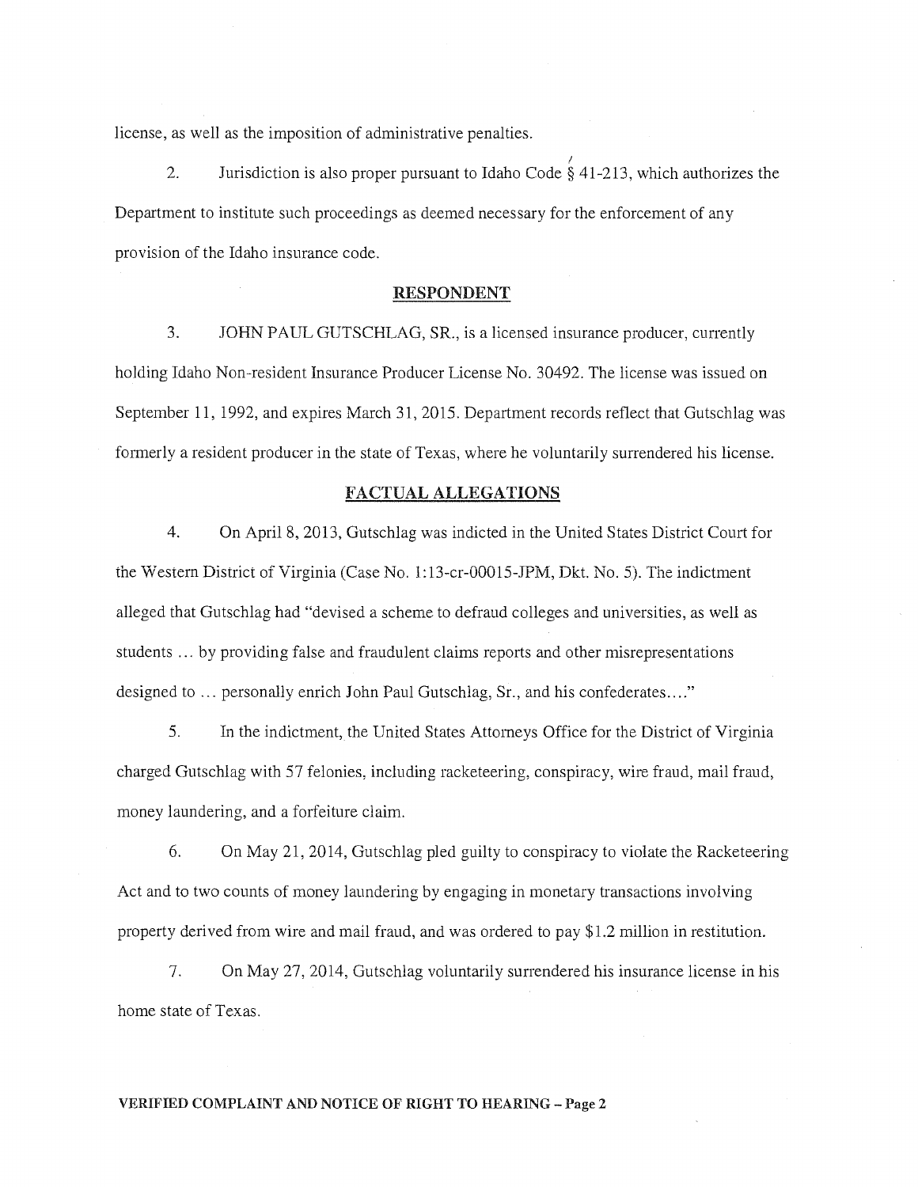license, as well as the imposition of administrative penalties.

2. Jurisdiction is also proper pursuant to Idaho Code § 41-213, which authorizes the Department to institute such proceedings as deemed necessary for the enforcement of any provision of the Idaho insurance code.

## RESPONDENT

3. JOHN PAUL GUTSCHLAG, SR., is a licensed insurance producer, currently holding Idaho Non-resident Insurance Producer License No. 30492. The license was issued on September 11, 1992, and expires March 31, 2015. Department records reflect that Gutschlag was formerly a resident producer in the state of Texas, where he voluntarily surrendered his license.

## FACTUAL ALLEGATIONS

4. On April 8, 2013, Gutschlag was indicted in the United States District Court for the Western District of Virginia (Case No. 1:13-cr-00015-JPM, Dkt. No. 5). The indictment alleged that Gutschlag had "devised a scheme to defraud colleges and universities, as well as students … by providing false and fraudulent claims reports and other misrepresentations designed to … personally enrich John Paul Gutschlag, Sr., and his confederates…."

5. In the indictment, the United States Attorneys Office for the District of Virginia charged Gutschlag with 57 felonies, including racketeering, conspiracy, wire fraud, mail fraud, money laundering, and a forfeiture claim.

6. On May 21, 2014, Gutschlag pled guilty to conspiracy to violate the Racketeering Act and to two counts of money laundering by engaging in monetary transactions involving property derived from wire and mail fraud, and was ordered to pay $1.2 million in restitution.

7. On May 27, 2014, Gutschlag voluntarily surrendered his insurance license in his home state of Texas.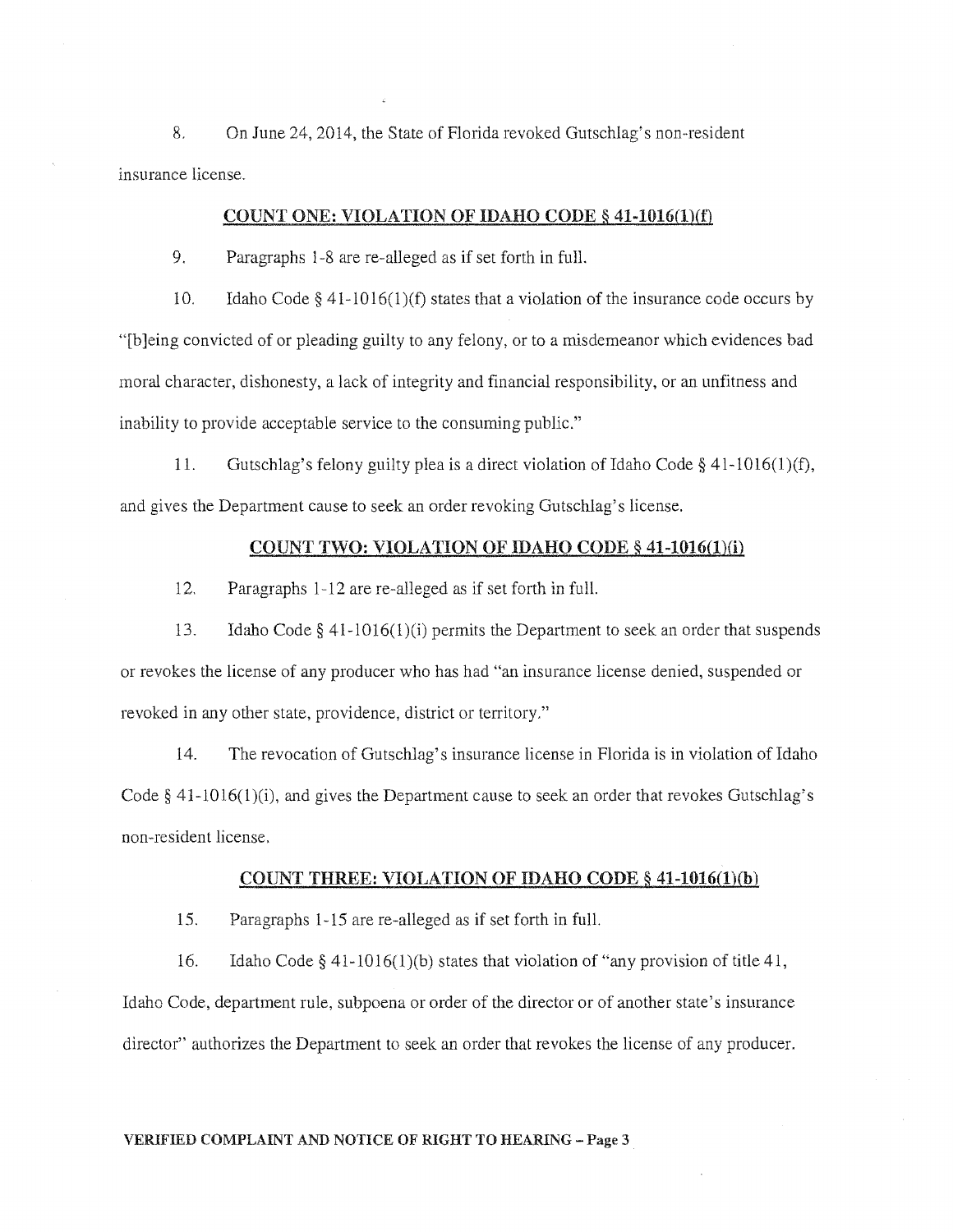8. On June 24, 2014, the State of Florida revoked Gutschlag's non-resident insurance license.

**COUNT ONE: VIOLATION OF IDAHO CODE § 41-1016(1)(f)**

9. Paragraphs 1-8 are re-alleged as if set forth in full.

10. Idaho Code § 41-1016(1)(f) states that a violation of the insurance code occurs by "[b]eing convicted of or pleading guilty to any felony, or to a misdemeanor which evidences bad moral character, dishonesty, a lack of integrity and financial responsibility, or an unfitness and inability to provide acceptable service to the consuming public."

11. Gutschlag's felony guilty plea is a direct violation of Idaho Code § 41-1016(1)(f), and gives the Department cause to seek an order revoking Gutschlag's license.

**COUNT TWO: VIOLATION OF IDAHO CODE § 41-1016(1)(i)**

12. Paragraphs 1-12 are re-alleged as if set forth in full.

13. Idaho Code § 41-1016(1)(i) permits the Department to seek an order that suspends or revokes the license of any producer who has had "an insurance license denied, suspended or revoked in any other state, providence, district or territory."

14. The revocation of Gutschlag's insurance license in Florida is in violation of Idaho Code § 41-1016(1)(i), and gives the Department cause to seek an order that revokes Gutschlag's non-resident license.

**COUNT THREE: VIOLATION OF IDAHO CODE § 41-1016(1)(b)**

15. Paragraphs 1-15 are re-alleged as if set forth in full.

16. Idaho Code § 41-1016(1)(b) states that violation of "any provision of title 41, Idaho Code, department rule, subpoena or order of the director or of another state's insurance director" authorizes the Department to seek an order that revokes the license of any producer.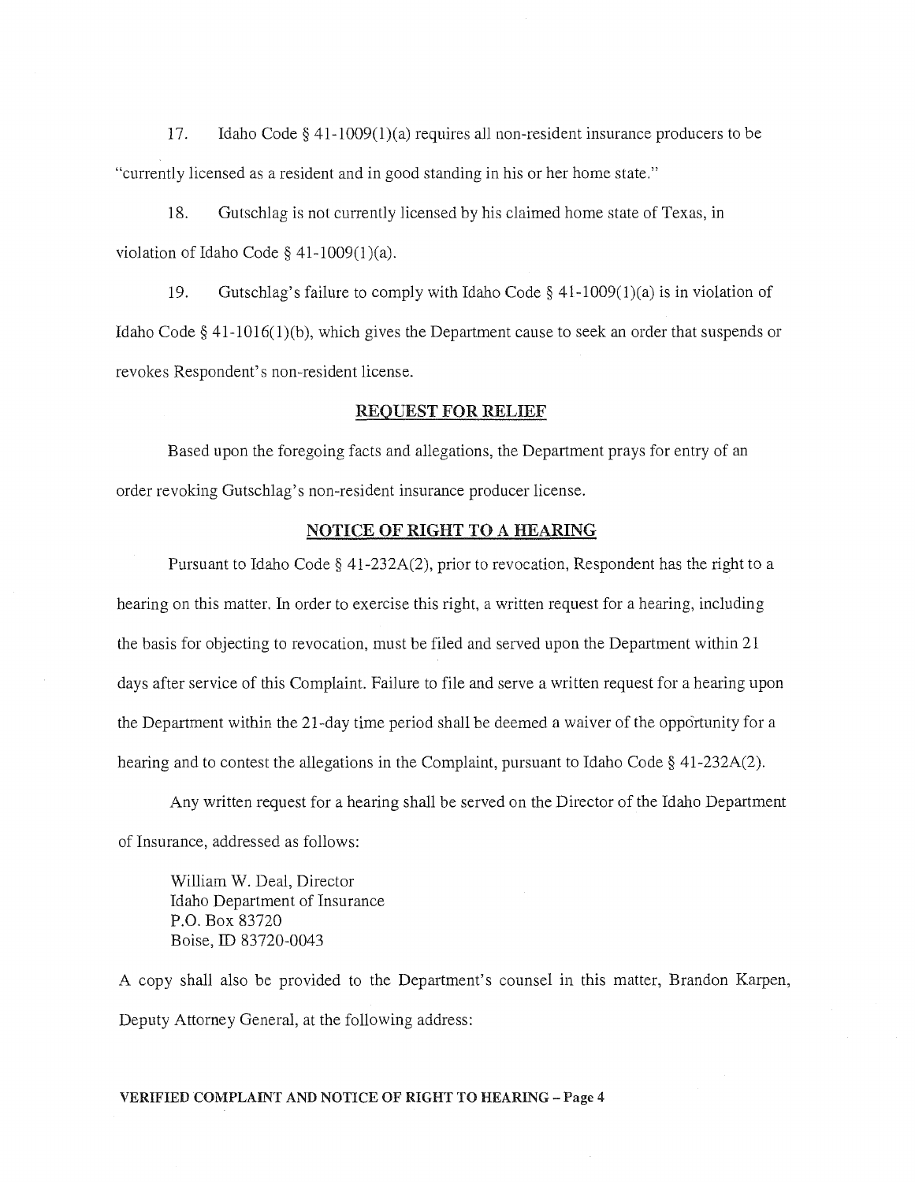17. Idaho Code § 41-1009(1)(a) requires all non-resident insurance producers to be "currently licensed as a resident and in good standing in his or her home state."

18. Gutschlag is not currently licensed by his claimed home state of Texas, in violation of Idaho Code § 41-1009(1)(a).

19. Gutschlag's failure to comply with Idaho Code § 41-1009(1)(a) is in violation of Idaho Code § 41-1016(1)(b), which gives the Department cause to seek an order that suspends or revokes Respondent's non-resident license.

## REQUEST FOR RELIEF

Based upon the foregoing facts and allegations, the Department prays for entry of an order revoking Gutschlag's non-resident insurance producer license.

## NOTICE OF RIGHT TO A HEARING

Pursuant to Idaho Code § 41-232A(2), prior to revocation, Respondent has the right to a hearing on this matter. In order to exercise this right, a written request for a hearing, including the basis for objecting to revocation, must be filed and served upon the Department within 21 days after service of this Complaint. Failure to file and serve a written request for a hearing upon the Department within the 21-day time period shall be deemed a waiver of the opportunity for a hearing and to contest the allegations in the Complaint, pursuant to Idaho Code § 41-232A(2).

Any written request for a hearing shall be served on the Director of the Idaho Department of Insurance, addressed as follows:

William W. Deal, Director
Idaho Department of Insurance
P.O. Box 83720
Boise, ID 83720-0043

A copy shall also be provided to the Department's counsel in this matter, Brandon Karpen, Deputy Attorney General, at the following address: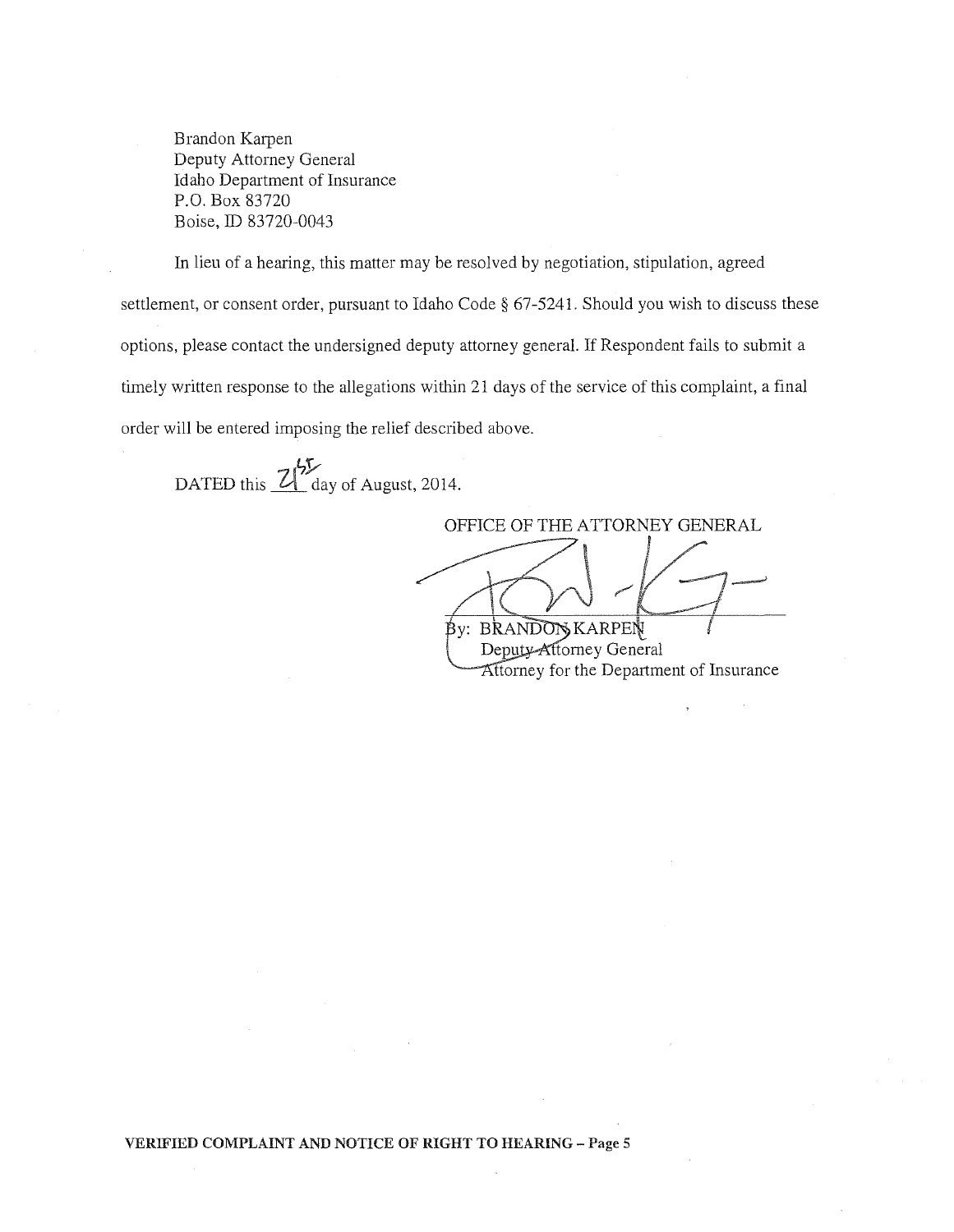Brandon Karpen
Deputy Attorney General
Idaho Department of Insurance
P.O. Box 83720
Boise, ID 83720-0043

In lieu of a hearing, this matter may be resolved by negotiation, stipulation, agreed settlement, or consent order, pursuant to Idaho Code § 67-5241. Should you wish to discuss these options, please contact the undersigned deputy attorney general. If Respondent fails to submit a timely written response to the allegations within 21 days of the service of this complaint, a final order will be entered imposing the relief described above.

DATED this 21st day of August, 2014.

OFFICE OF THE ATTORNEY GENERAL

By: BRANDON KARPEN
Deputy Attorney General
Attorney for the Department of Insurance

**VERIFIED COMPLAINT AND NOTICE OF RIGHT TO HEARING – Page 5**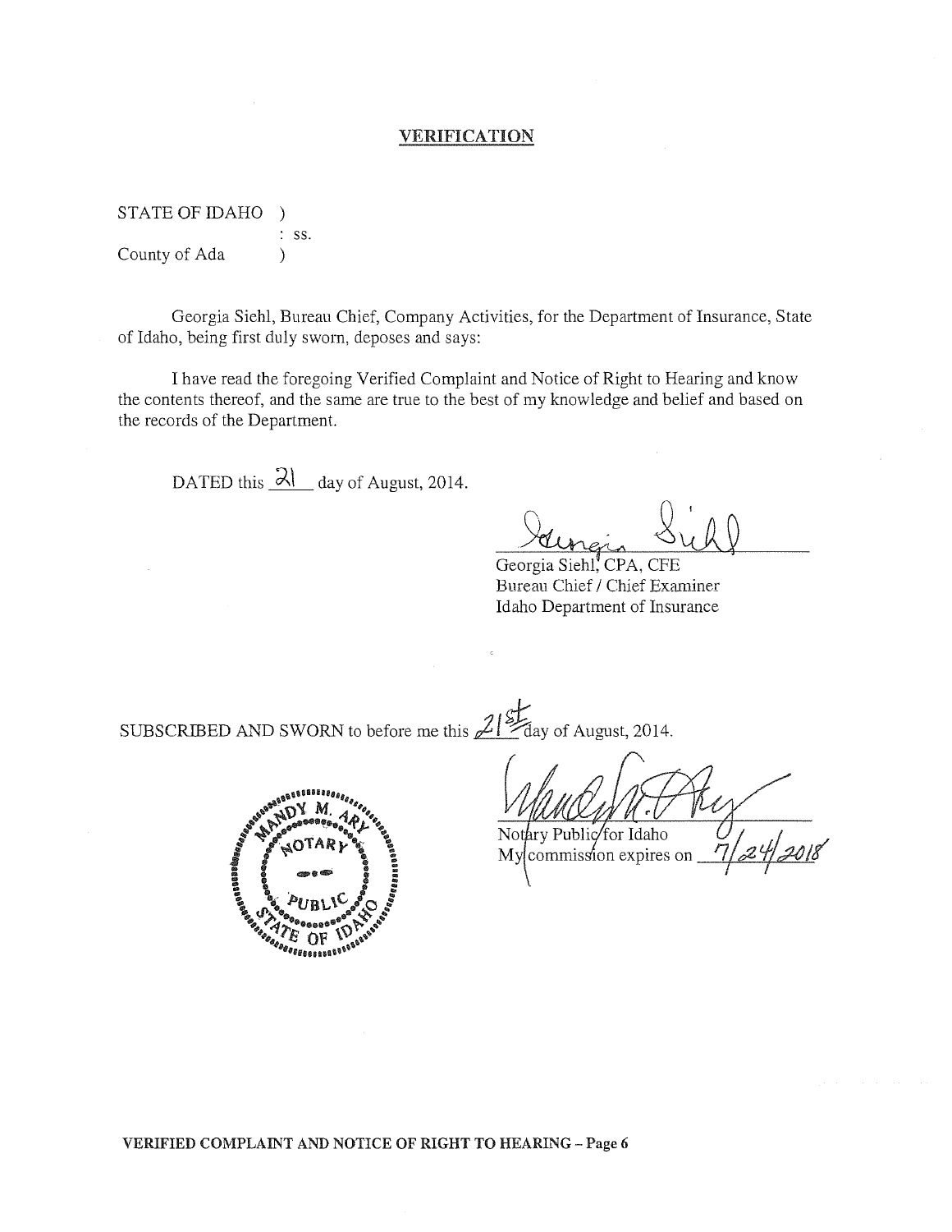## VERIFICATION

STATE OF IDAHO )
: ss.
County of Ada )

Georgia Siehl, Bureau Chief, Company Activities, for the Department of Insurance, State of Idaho, being first duly sworn, deposes and says:

I have read the foregoing Verified Complaint and Notice of Right to Hearing and know the contents thereof, and the same are true to the best of my knowledge and belief and based on the records of the Department.

DATED this 21 day of August, 2014.

Georgia Siehl, CPA, CFE
Bureau Chief / Chief Examiner
Idaho Department of Insurance

SUBSCRIBED AND SWORN to before me this 21st day of August, 2014.

MANDY M. ARY
NOTARY PUBLIC
STATE OF IDAHO

Notary Public for Idaho
My commission expires on 7/24/2018

VERIFIED COMPLAINT AND NOTICE OF RIGHT TO HEARING – Page 6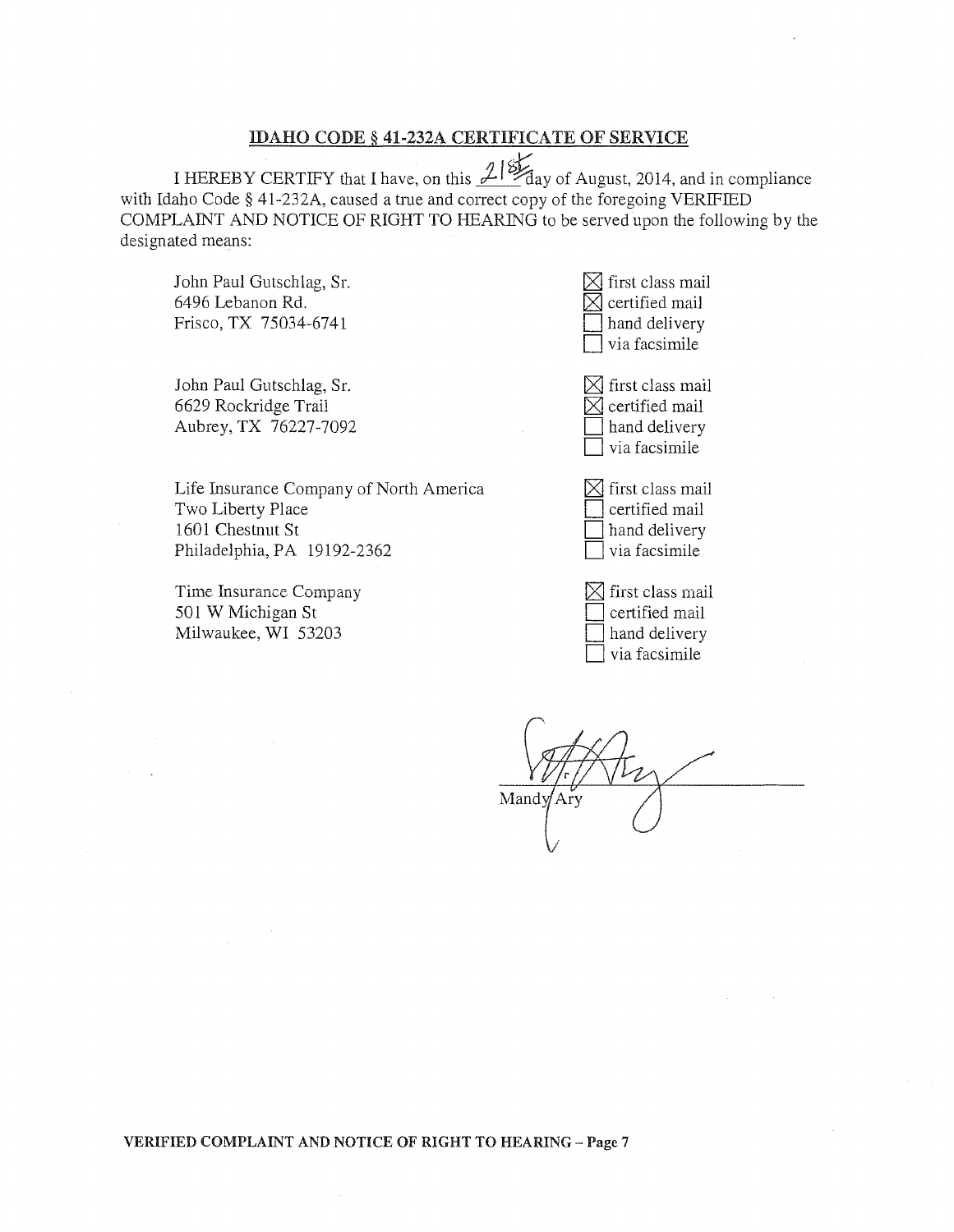## IDAHO CODE § 41-232A CERTIFICATE OF SERVICE

I HEREBY CERTIFY that I have, on this 21st day of August, 2014, and in compliance with Idaho Code § 41-232A, caused a true and correct copy of the foregoing VERIFIED COMPLAINT AND NOTICE OF RIGHT TO HEARING to be served upon the following by the designated means:

| | |
|---|---|
| John Paul Gutschlag, Sr.<br>6496 Lebanon Rd.<br>Frisco, TX 75034-6741 | ☒ first class mail<br>☒ certified mail<br>☐ hand delivery<br>☐ via facsimile |
| John Paul Gutschlag, Sr.<br>6629 Rockridge Trail<br>Aubrey, TX 76227-7092 | ☒ first class mail<br>☒ certified mail<br>☐ hand delivery<br>☐ via facsimile |
| Life Insurance Company of North America<br>Two Liberty Place<br>1601 Chestnut St<br>Philadelphia, PA 19192-2362 | ☒ first class mail<br>☐ certified mail<br>☐ hand delivery<br>☐ via facsimile |
| Time Insurance Company<br>501 W Michigan St<br>Milwaukee, WI 53203 | ☒ first class mail<br>☐ certified mail<br>☐ hand delivery<br>☐ via facsimile |

Mandy Ary

VERIFIED COMPLAINT AND NOTICE OF RIGHT TO HEARING – Page 7